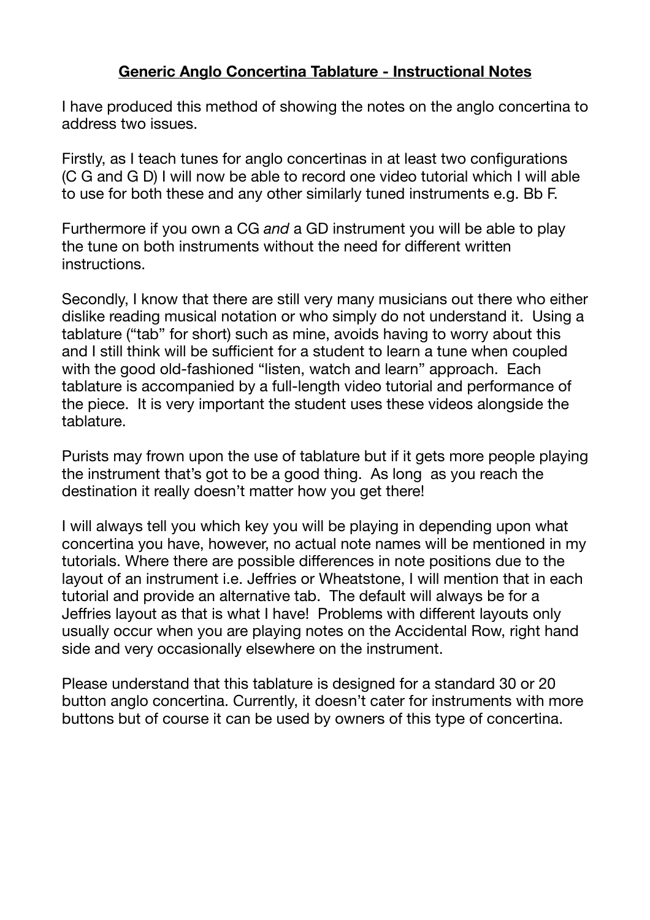# **Generic Anglo Concertina Tablature - Instructional Notes**

I have produced this method of showing the notes on the anglo concertina to address two issues.

Firstly, as I teach tunes for anglo concertinas in at least two configurations (C G and G D) I will now be able to record one video tutorial which I will able to use for both these and any other similarly tuned instruments e.g. Bb F.

Furthermore if you own a CG *and* a GD instrument you will be able to play the tune on both instruments without the need for different written instructions.

Secondly, I know that there are still very many musicians out there who either dislike reading musical notation or who simply do not understand it. Using a tablature ("tab" for short) such as mine, avoids having to worry about this and I still think will be sufficient for a student to learn a tune when coupled with the good old-fashioned "listen, watch and learn" approach. Each tablature is accompanied by a full-length video tutorial and performance of the piece. It is very important the student uses these videos alongside the tablature.

Purists may frown upon the use of tablature but if it gets more people playing the instrument that's got to be a good thing. As long as you reach the destination it really doesn't matter how you get there!

I will always tell you which key you will be playing in depending upon what concertina you have, however, no actual note names will be mentioned in my tutorials. Where there are possible differences in note positions due to the layout of an instrument i.e. Jeffries or Wheatstone, I will mention that in each tutorial and provide an alternative tab. The default will always be for a Jeffries layout as that is what I have! Problems with different layouts only usually occur when you are playing notes on the Accidental Row, right hand side and very occasionally elsewhere on the instrument.

Please understand that this tablature is designed for a standard 30 or 20 button anglo concertina. Currently, it doesn't cater for instruments with more buttons but of course it can be used by owners of this type of concertina.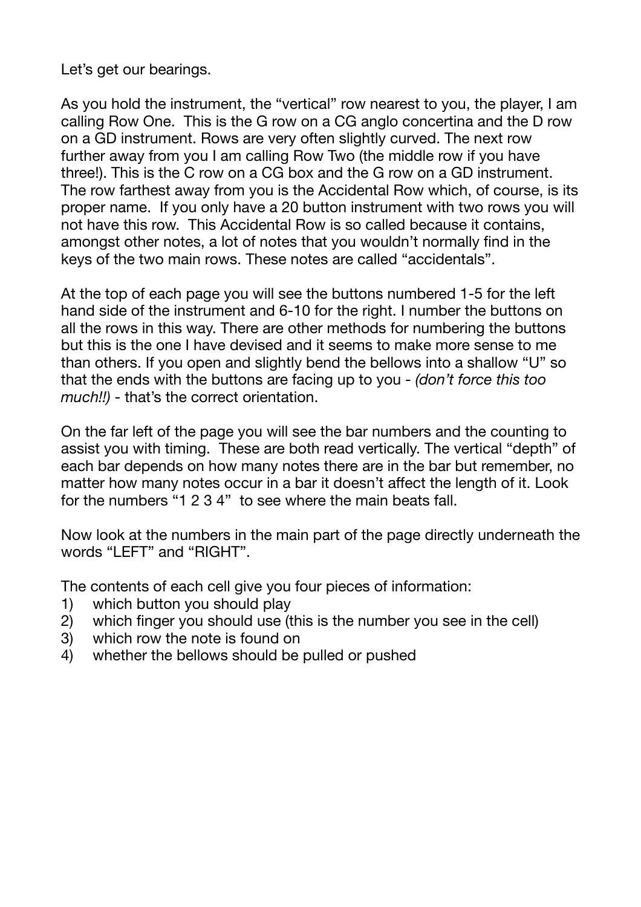Let's get our bearings.

As you hold the instrument, the "vertical" row nearest to you, the player, I am calling Row One. This is the G row on a CG anglo concertina and the D row on a GD instrument. Rows are very often slightly curved. The next row further away from you I am calling Row Two (the middle row if you have three!). This is the C row on a CG box and the G row on a GD instrument. The row farthest away from you is the Accidental Row which, of course, is its proper name. If you only have a 20 button instrument with two rows you will not have this row. This Accidental Row is so called because it contains, amongst other notes, a lot of notes that you wouldn't normally find in the keys of the two main rows. These notes are called "accidentals".

At the top of each page you will see the buttons numbered 1-5 for the left hand side of the instrument and 6-10 for the right. I number the buttons on all the rows in this way. There are other methods for numbering the buttons but this is the one I have devised and it seems to make more sense to me than others. If you open and slightly bend the bellows into a shallow "U" so that the ends with the buttons are facing up to you - *(don't force this too much!!)* - that's the correct orientation.

On the far left of the page you will see the bar numbers and the counting to assist you with timing. These are both read vertically. The vertical "depth" of each bar depends on how many notes there are in the bar but remember, no matter how many notes occur in a bar it doesn't affect the length of it. Look for the numbers "1 2 3 4" to see where the main beats fall.

Now look at the numbers in the main part of the page directly underneath the words "LEFT" and "RIGHT".

The contents of each cell give you four pieces of information:

1) which button you should play
2) which finger you should use (this is the number you see in the cell)
3) which row the note is found on
4) whether the bellows should be pulled or pushed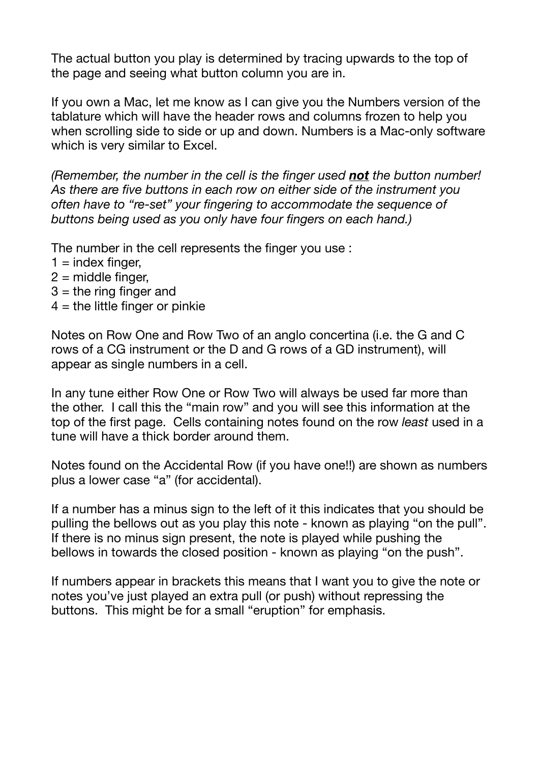The actual button you play is determined by tracing upwards to the top of the page and seeing what button column you are in.

If you own a Mac, let me know as I can give you the Numbers version of the tablature which will have the header rows and columns frozen to help you when scrolling side to side or up and down. Numbers is a Mac-only software which is very similar to Excel.

*(Remember, the number in the cell is the finger used **not** the button number! As there are five buttons in each row on either side of the instrument you often have to "re-set" your fingering to accommodate the sequence of buttons being used as you only have four fingers on each hand.)*

The number in the cell represents the finger you use :

1 = index finger,
2 = middle finger,
3 = the ring finger and
4 = the little finger or pinkie

Notes on Row One and Row Two of an anglo concertina (i.e. the G and C rows of a CG instrument or the D and G rows of a GD instrument), will appear as single numbers in a cell.

In any tune either Row One or Row Two will always be used far more than the other. I call this the "main row" and you will see this information at the top of the first page. Cells containing notes found on the row *least* used in a tune will have a thick border around them.

Notes found on the Accidental Row (if you have one!!) are shown as numbers plus a lower case "a" (for accidental).

If a number has a minus sign to the left of it this indicates that you should be pulling the bellows out as you play this note - known as playing "on the pull". If there is no minus sign present, the note is played while pushing the bellows in towards the closed position - known as playing "on the push".

If numbers appear in brackets this means that I want you to give the note or notes you've just played an extra pull (or push) without repressing the buttons. This might be for a small "eruption" for emphasis.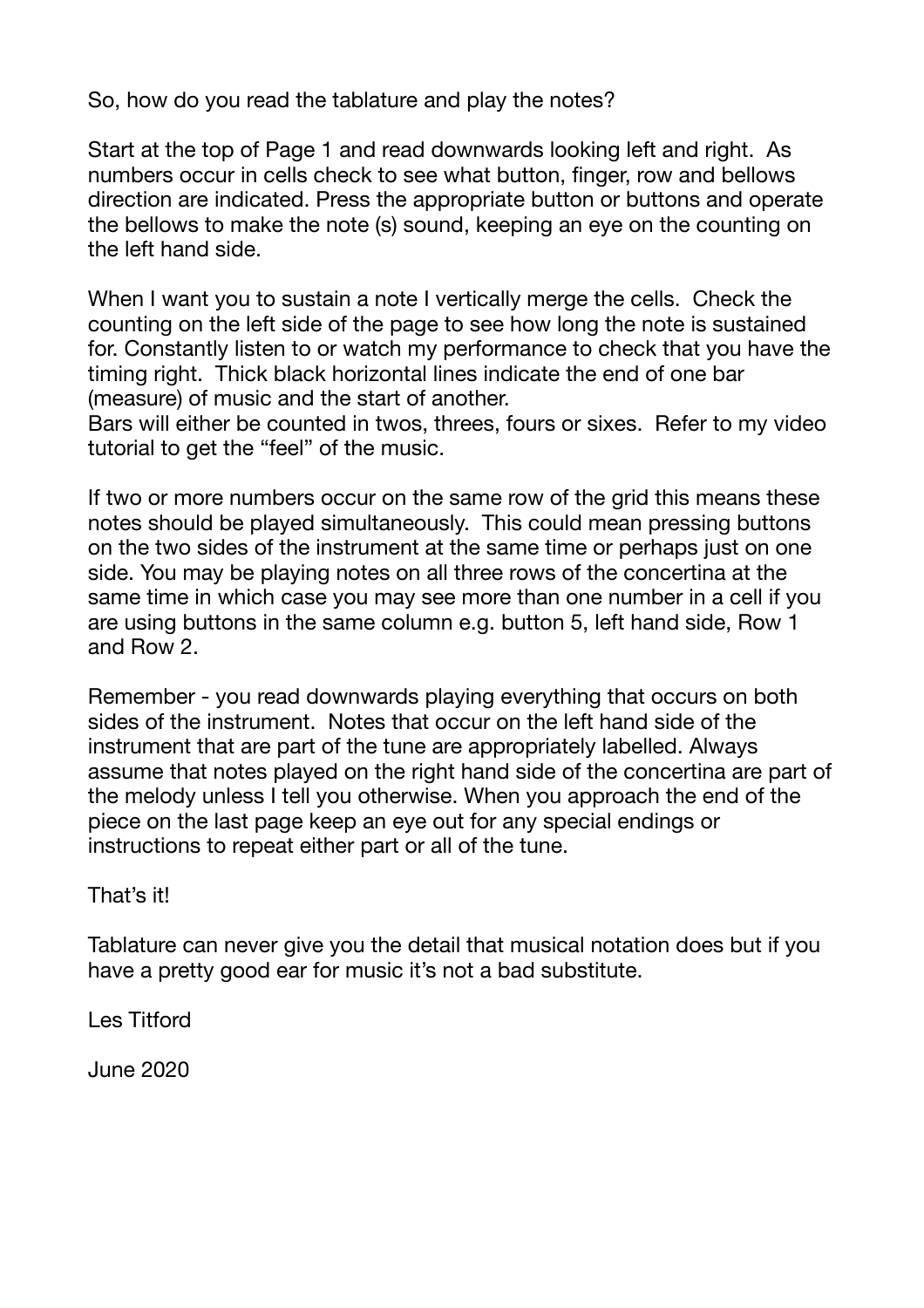So, how do you read the tablature and play the notes?

Start at the top of Page 1 and read downwards looking left and right. As numbers occur in cells check to see what button, finger, row and bellows direction are indicated. Press the appropriate button or buttons and operate the bellows to make the note (s) sound, keeping an eye on the counting on the left hand side.

When I want you to sustain a note I vertically merge the cells. Check the counting on the left side of the page to see how long the note is sustained for. Constantly listen to or watch my performance to check that you have the timing right. Thick black horizontal lines indicate the end of one bar (measure) of music and the start of another.
Bars will either be counted in twos, threes, fours or sixes. Refer to my video tutorial to get the "feel" of the music.

If two or more numbers occur on the same row of the grid this means these notes should be played simultaneously. This could mean pressing buttons on the two sides of the instrument at the same time or perhaps just on one side. You may be playing notes on all three rows of the concertina at the same time in which case you may see more than one number in a cell if you are using buttons in the same column e.g. button 5, left hand side, Row 1 and Row 2.

Remember - you read downwards playing everything that occurs on both sides of the instrument. Notes that occur on the left hand side of the instrument that are part of the tune are appropriately labelled. Always assume that notes played on the right hand side of the concertina are part of the melody unless I tell you otherwise. When you approach the end of the piece on the last page keep an eye out for any special endings or instructions to repeat either part or all of the tune.

That's it!

Tablature can never give you the detail that musical notation does but if you have a pretty good ear for music it's not a bad substitute.

Les Titford

June 2020